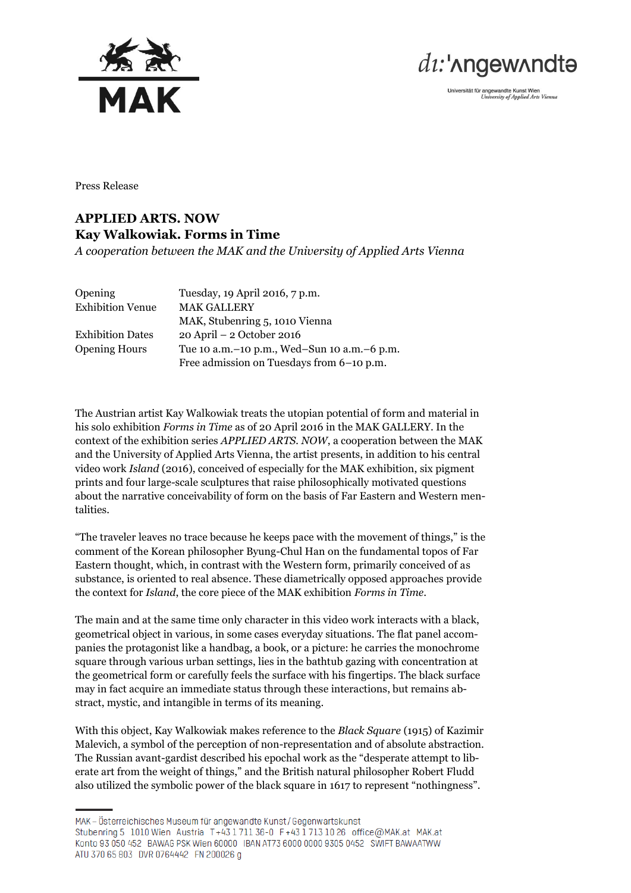Press Release

# APPLIED ARTS. NOW
# Kay Walkowiak. Forms in Time

*A cooperation between the MAK and the University of Applied Arts Vienna*

| | |
|---|---|
| Opening | Tuesday, 19 April 2016, 7 p.m. |
| Exhibition Venue | MAK GALLERY |
| | MAK, Stubenring 5, 1010 Vienna |
| Exhibition Dates | 20 April – 2 October 2016 |
| Opening Hours | Tue 10 a.m.–10 p.m., Wed–Sun 10 a.m.–6 p.m. |
| | Free admission on Tuesdays from 6–10 p.m. |

The Austrian artist Kay Walkowiak treats the utopian potential of form and material in his solo exhibition *Forms in Time* as of 20 April 2016 in the MAK GALLERY. In the context of the exhibition series *APPLIED ARTS. NOW*, a cooperation between the MAK and the University of Applied Arts Vienna, the artist presents, in addition to his central video work *Island* (2016), conceived of especially for the MAK exhibition, six pigment prints and four large-scale sculptures that raise philosophically motivated questions about the narrative conceivability of form on the basis of Far Eastern and Western mentalities.

"The traveler leaves no trace because he keeps pace with the movement of things," is the comment of the Korean philosopher Byung-Chul Han on the fundamental topos of Far Eastern thought, which, in contrast with the Western form, primarily conceived of as substance, is oriented to real absence. These diametrically opposed approaches provide the context for *Island*, the core piece of the MAK exhibition *Forms in Time*.

The main and at the same time only character in this video work interacts with a black, geometrical object in various, in some cases everyday situations. The flat panel accompanies the protagonist like a handbag, a book, or a picture: he carries the monochrome square through various urban settings, lies in the bathtub gazing with concentration at the geometrical form or carefully feels the surface with his fingertips. The black surface may in fact acquire an immediate status through these interactions, but remains abstract, mystic, and intangible in terms of its meaning.

With this object, Kay Walkowiak makes reference to the *Black Square* (1915) of Kazimir Malevich, a symbol of the perception of non-representation and of absolute abstraction. The Russian avant-gardist described his epochal work as the "desperate attempt to liberate art from the weight of things," and the British natural philosopher Robert Fludd also utilized the symbolic power of the black square in 1617 to represent "nothingness".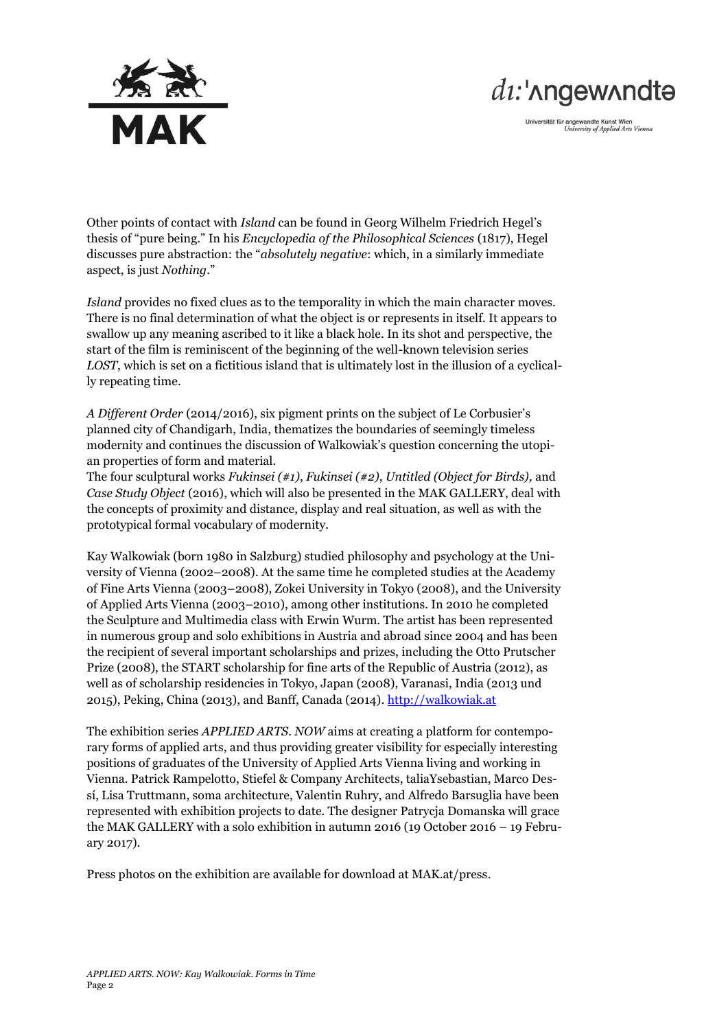Other points of contact with *Island* can be found in Georg Wilhelm Friedrich Hegel's thesis of "pure being." In his *Encyclopedia of the Philosophical Sciences* (1817), Hegel discusses pure abstraction: the "*absolutely negative*: which, in a similarly immediate aspect, is just *Nothing*."

*Island* provides no fixed clues as to the temporality in which the main character moves. There is no final determination of what the object is or represents in itself. It appears to swallow up any meaning ascribed to it like a black hole. In its shot and perspective, the start of the film is reminiscent of the beginning of the well-known television series *LOST*, which is set on a fictitious island that is ultimately lost in the illusion of a cyclically repeating time.

*A Different Order* (2014/2016), six pigment prints on the subject of Le Corbusier's planned city of Chandigarh, India, thematizes the boundaries of seemingly timeless modernity and continues the discussion of Walkowiak's question concerning the utopian properties of form and material.
The four sculptural works *Fukinsei (#1)*, *Fukinsei (#2)*, *Untitled (Object for Birds),* and *Case Study Object* (2016), which will also be presented in the MAK GALLERY, deal with the concepts of proximity and distance, display and real situation, as well as with the prototypical formal vocabulary of modernity.

Kay Walkowiak (born 1980 in Salzburg) studied philosophy and psychology at the University of Vienna (2002–2008). At the same time he completed studies at the Academy of Fine Arts Vienna (2003–2008), Zokei University in Tokyo (2008), and the University of Applied Arts Vienna (2003–2010), among other institutions. In 2010 he completed the Sculpture and Multimedia class with Erwin Wurm. The artist has been represented in numerous group and solo exhibitions in Austria and abroad since 2004 and has been the recipient of several important scholarships and prizes, including the Otto Prutscher Prize (2008), the START scholarship for fine arts of the Republic of Austria (2012), as well as of scholarship residencies in Tokyo, Japan (2008), Varanasi, India (2013 und 2015), Peking, China (2013), and Banff, Canada (2014). http://walkowiak.at

The exhibition series *APPLIED ARTS. NOW* aims at creating a platform for contemporary forms of applied arts, and thus providing greater visibility for especially interesting positions of graduates of the University of Applied Arts Vienna living and working in Vienna. Patrick Rampelotto, Stiefel & Company Architects, taliaYsebastian, Marco Dessí, Lisa Truttmann, soma architecture, Valentin Ruhry, and Alfredo Barsuglia have been represented with exhibition projects to date. The designer Patrycja Domanska will grace the MAK GALLERY with a solo exhibition in autumn 2016 (19 October 2016 – 19 February 2017).

Press photos on the exhibition are available for download at MAK.at/press.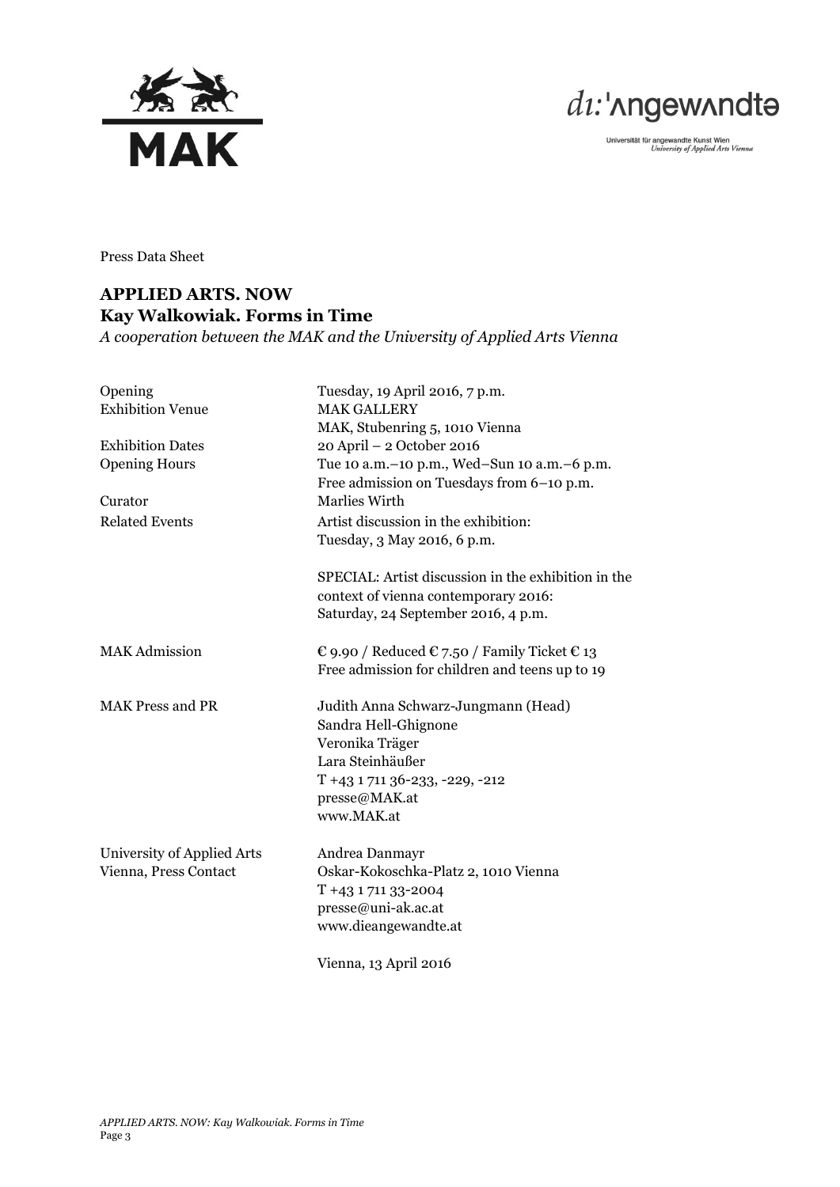Press Data Sheet

## APPLIED ARTS. NOW
## Kay Walkowiak. Forms in Time

*A cooperation between the MAK and the University of Applied Arts Vienna*

| | |
|---|---|
| Opening | Tuesday, 19 April 2016, 7 p.m. |
| Exhibition Venue | MAK GALLERY<br>MAK, Stubenring 5, 1010 Vienna |
| Exhibition Dates | 20 April – 2 October 2016 |
| Opening Hours | Tue 10 a.m.–10 p.m., Wed–Sun 10 a.m.–6 p.m.<br>Free admission on Tuesdays from 6–10 p.m. |
| Curator | Marlies Wirth |
| Related Events | Artist discussion in the exhibition:<br>Tuesday, 3 May 2016, 6 p.m.<br><br>SPECIAL: Artist discussion in the exhibition in the context of vienna contemporary 2016:<br>Saturday, 24 September 2016, 4 p.m. |
| MAK Admission | € 9.90 / Reduced € 7.50 / Family Ticket € 13<br>Free admission for children and teens up to 19 |
| MAK Press and PR | Judith Anna Schwarz-Jungmann (Head)<br>Sandra Hell-Ghignone<br>Veronika Träger<br>Lara Steinhäußer<br>T +43 1 711 36-233, -229, -212<br>presse@MAK.at<br>www.MAK.at |
| University of Applied Arts Vienna, Press Contact | Andrea Danmayr<br>Oskar-Kokoschka-Platz 2, 1010 Vienna<br>T +43 1 711 33-2004<br>presse@uni-ak.ac.at<br>www.dieangewandte.at |

Vienna, 13 April 2016